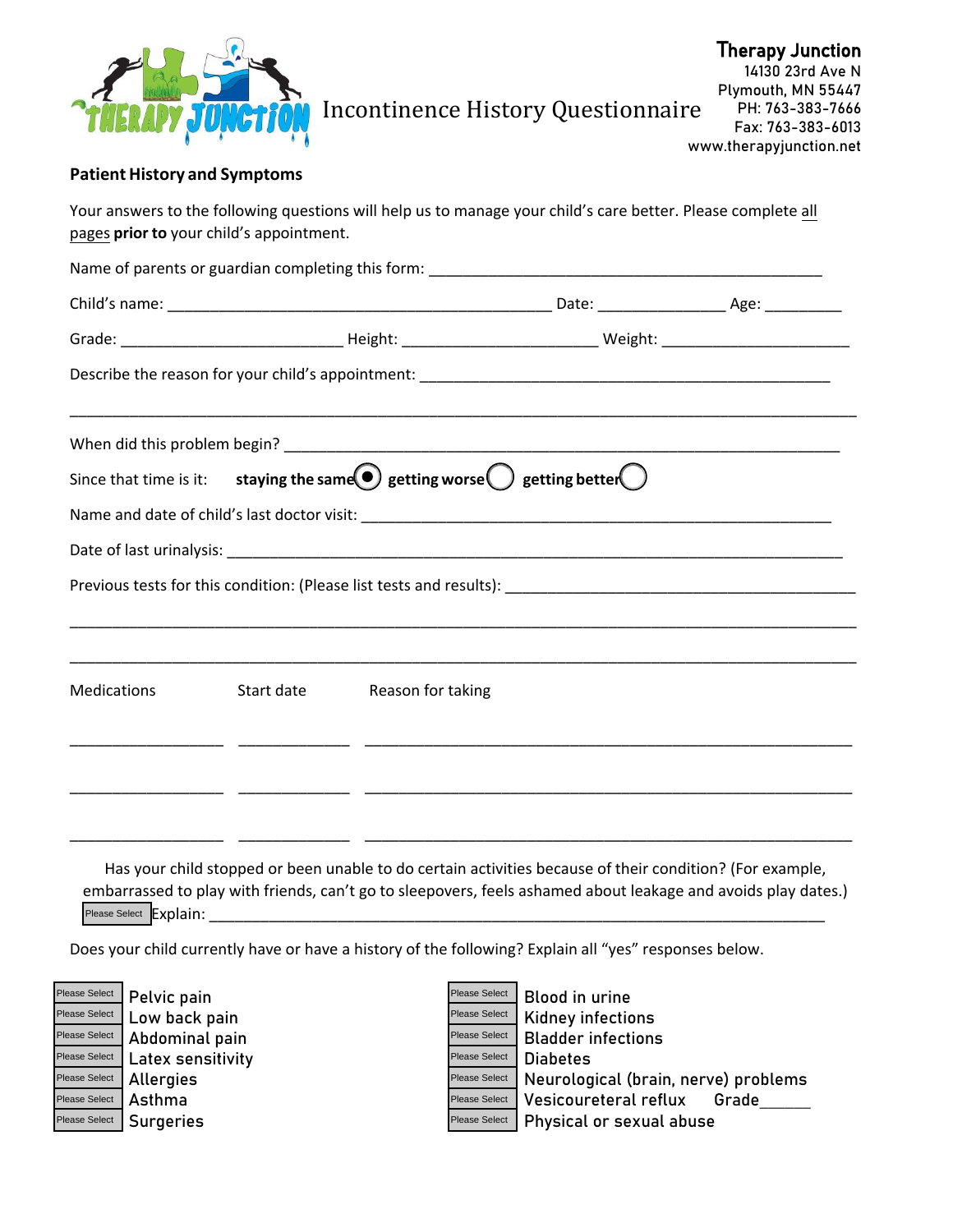**Therapy Junction**
14130 23rd Ave N
Plymouth, MN 55447
PH: 763-383-7666
Fax: 763-383-6013
www.therapyjunction.net

# Incontinence History Questionnaire

## Patient History and Symptoms

Your answers to the following questions will help us to manage your child's care better. Please complete all pages **prior to** your child's appointment.

Name of parents or guardian completing this form: ______________________________________________

Child's name: ______________________________________________ Date: ______________ Age: _________

Grade: _________________________ Height: ______________________ Weight: ______________________

Describe the reason for your child's appointment: ______________________________________________

_____________________________________________________________________________________

When did this problem begin? _________________________________________________________________

Since that time is it: **staying the same** (●) **getting worse** ( ) **getting better** ( )

Name and date of child's last doctor visit: _______________________________________________________

Date of last urinalysis: ______________________________________________________________________

Previous tests for this condition: (Please list tests and results): ________________________________________

_____________________________________________________________________________________

_____________________________________________________________________________________

| Medications | Start date | Reason for taking |
|---|---|---|
| _________________ | ____________ | ________________________________________________ |
| _________________ | ____________ | ________________________________________________ |
| _________________ | ____________ | ________________________________________________ |

Has your child stopped or been unable to do certain activities because of their condition? (For example, embarrassed to play with friends, can't go to sleepovers, feels ashamed about leakage and avoids play dates.)
[Please Select] Explain: _________________________________________________________________

Does your child currently have or have a history of the following? Explain all "yes" responses below.

| | | | |
|---|---|---|---|
| Please Select | Pelvic pain | Please Select | Blood in urine |
| Please Select | Low back pain | Please Select | Kidney infections |
| Please Select | Abdominal pain | Please Select | Bladder infections |
| Please Select | Latex sensitivity | Please Select | Diabetes |
| Please Select | Allergies | Please Select | Neurological (brain, nerve) problems |
| Please Select | Asthma | Please Select | Vesicoureteral reflux Grade______ |
| Please Select | Surgeries | Please Select | Physical or sexual abuse |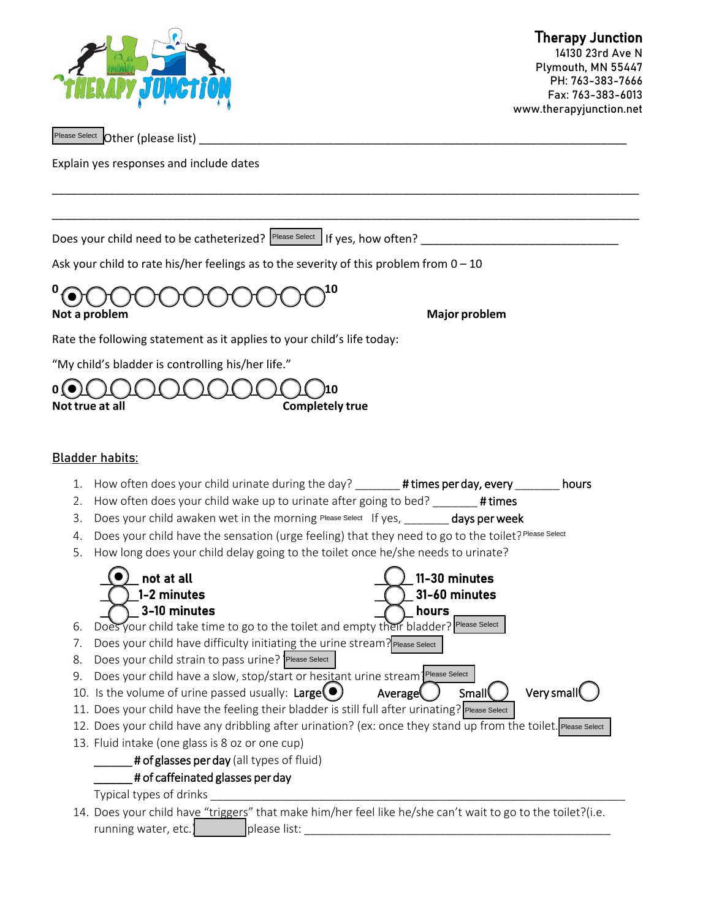**Therapy Junction**
14130 23rd Ave N
Plymouth, MN 55447
PH: 763-383-7666
Fax: 763-383-6013
www.therapyjunction.net

Please Select Other (please list) ____________________________________________________________

Explain yes responses and include dates

_______________________________________________________________________________

_______________________________________________________________________________

Does your child need to be catheterized? Please Select If yes, how often? ______________________________

Ask your child to rate his/her feelings as to the severity of this problem from 0 – 10

**0** (●) ( ) ( ) ( ) ( ) ( ) ( ) ( ) ( ) ( ) ( ) **10**

**Not a problem** **Major problem**

Rate the following statement as it applies to your child's life today:

"My child's bladder is controlling his/her life."

**0** (●) ( ) ( ) ( ) ( ) ( ) ( ) ( ) ( ) ( ) ( ) **10**

**Not true at all** **Completely true**

## Bladder habits:

1. How often does your child urinate during the day? _______ **# times per day, every** _______ **hours**
2. How often does your child wake up to urinate after going to bed? _______ **# times**
3. Does your child awaken wet in the morning Please Select If yes, _______ **days per week**
4. Does your child have the sensation (urge feeling) that they need to go to the toilet? Please Select
5. How long does your child delay going to the toilet once he/she needs to urinate?

   _(●)_ **not at all** _( )_ **11-30 minutes**
   _( )_ **1-2 minutes** _( )_ **31-60 minutes**
   _( )_ **3-10 minutes** _( )_ **hours**

6. Does your child take time to go to the toilet and empty their bladder? Please Select
7. Does your child have difficulty initiating the urine stream? Please Select
8. Does your child strain to pass urine? Please Select
9. Does your child have a slow, stop/start or hesitant urine stream? Please Select
10. Is the volume of urine passed usually: Large (●) Average ( ) Small ( ) Very small ( )
11. Does your child have the feeling their bladder is still full after urinating? Please Select
12. Does your child have any dribbling after urination? (ex: once they stand up from the toilet. Please Select
13. Fluid intake (one glass is 8 oz or one cup)

    ______ **# of glasses per day** (all types of fluid)

    ______ **# of caffeinated glasses per day**

    Typical types of drinks ____________________________________________________________
14. Does your child have "triggers" that make him/her feel like he/she can't wait to go to the toilet?(i.e. running water, etc.) ________ please list: ____________________________________________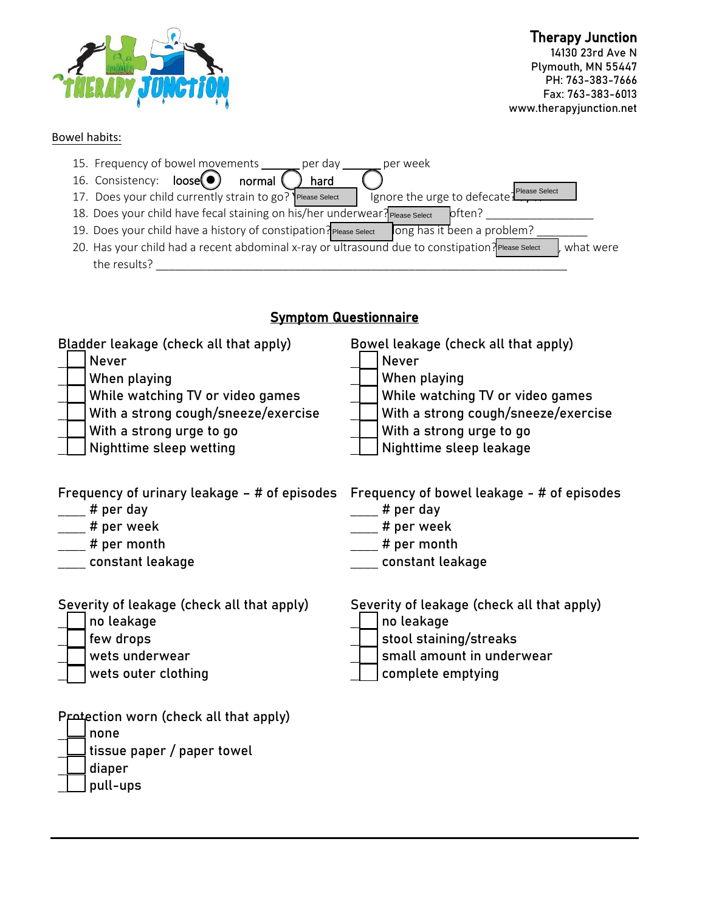**Therapy Junction**
14130 23rd Ave N
Plymouth, MN 55447
PH: 763-383-7666
Fax: 763-383-6013
www.therapyjunction.net

Bowel habits:

15. Frequency of bowel movements ______ per day ______ per week
16. Consistency: loose (●) normal ( ) hard ( )
17. Does your child currently strain to go? Please Select Ignore the urge to defecate? Please Select
18. Does your child have fecal staining on his/her underwear? Please Select often? ________________
19. Does your child have a history of constipation? Please Select long has it been a problem? ________
20. Has your child had a recent abdominal x-ray or ultrasound due to constipation? Please Select, what were the results? ______________________________________________________________

## Symptom Questionnaire

Bladder leakage (check all that apply)
- [ ] Never
- [ ] When playing
- [ ] While watching TV or video games
- [ ] With a strong cough/sneeze/exercise
- [ ] With a strong urge to go
- [ ] Nighttime sleep wetting

Bowel leakage (check all that apply)
- [ ] Never
- [ ] When playing
- [ ] While watching TV or video games
- [ ] With a strong cough/sneeze/exercise
- [ ] With a strong urge to go
- [ ] Nighttime sleep leakage

Frequency of urinary leakage – # of episodes
- ____ # per day
- ____ # per week
- ____ # per month
- ____ constant leakage

Frequency of bowel leakage – # of episodes
- ____ # per day
- ____ # per week
- ____ # per month
- ____ constant leakage

Severity of leakage (check all that apply)
- [ ] no leakage
- [ ] few drops
- [ ] wets underwear
- [ ] wets outer clothing

Severity of leakage (check all that apply)
- [ ] no leakage
- [ ] stool staining/streaks
- [ ] small amount in underwear
- [ ] complete emptying

Protection worn (check all that apply)
- [ ] none
- [ ] tissue paper / paper towel
- [ ] diaper
- [ ] pull-ups